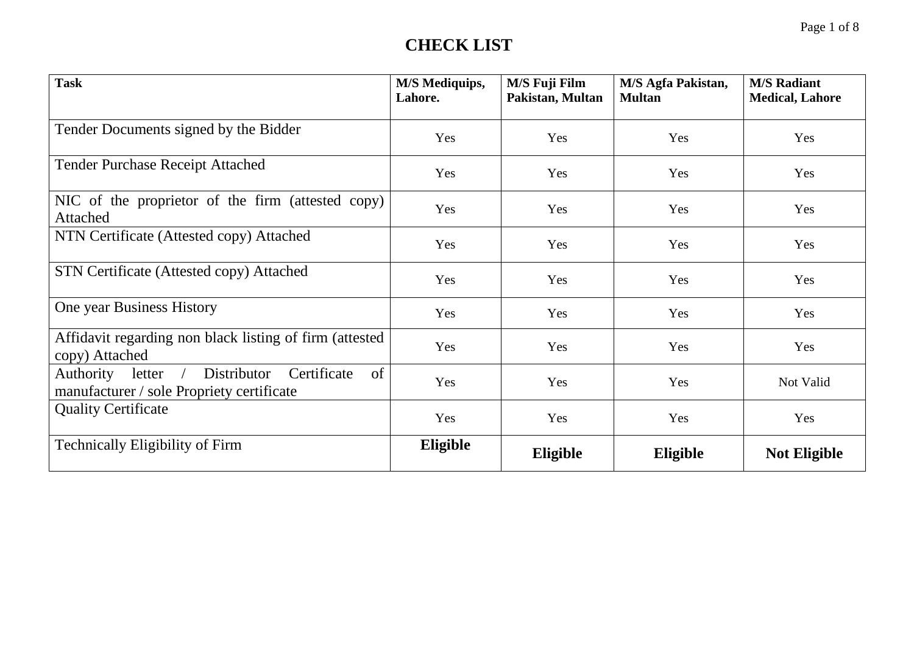# CHECK LIST

| Task | M/S Mediquips, Lahore. | M/S Fuji Film Pakistan, Multan | M/S Agfa Pakistan, Multan | M/S Radiant Medical, Lahore |
|---|---|---|---|---|
| Tender Documents signed by the Bidder | Yes | Yes | Yes | Yes |
| Tender Purchase Receipt Attached | Yes | Yes | Yes | Yes |
| NIC of the proprietor of the firm (attested copy) Attached | Yes | Yes | Yes | Yes |
| NTN Certificate (Attested copy) Attached | Yes | Yes | Yes | Yes |
| STN Certificate (Attested copy) Attached | Yes | Yes | Yes | Yes |
| One year Business History | Yes | Yes | Yes | Yes |
| Affidavit regarding non black listing of firm (attested copy) Attached | Yes | Yes | Yes | Yes |
| Authority letter / Distributor Certificate of manufacturer / sole Propriety certificate | Yes | Yes | Yes | Not Valid |
| Quality Certificate | Yes | Yes | Yes | Yes |
| Technically Eligibility of Firm | **Eligible** | **Eligible** | **Eligible** | **Not Eligible** |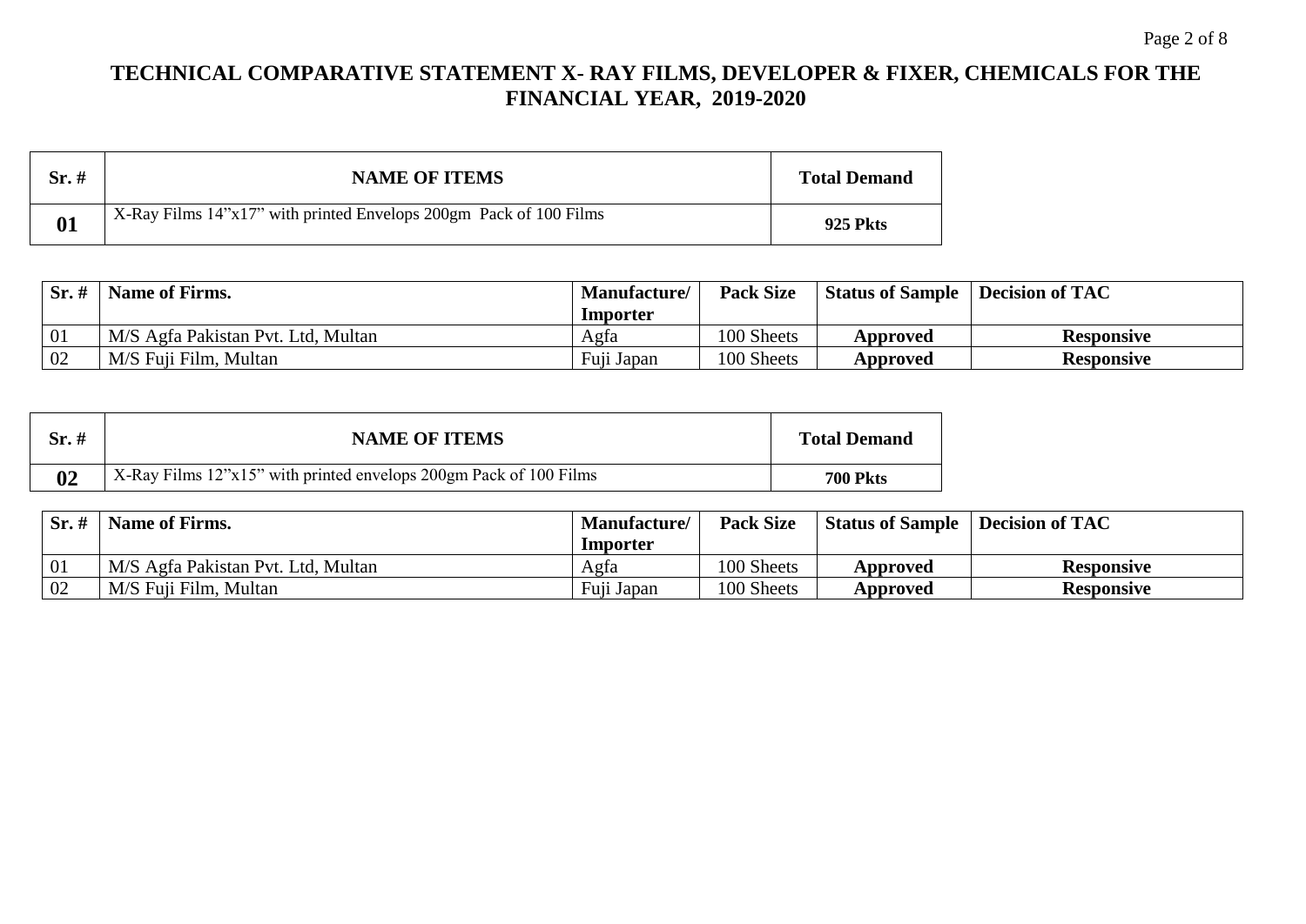# TECHNICAL COMPARATIVE STATEMENT X- RAY FILMS, DEVELOPER & FIXER, CHEMICALS FOR THE FINANCIAL YEAR, 2019-2020

| Sr. # | NAME OF ITEMS | Total Demand |
|---|---|---|
| **01** | X-Ray Films 14”x17” with printed Envelops 200gm Pack of 100 Films | **925 Pkts** |

| Sr. # | Name of Firms. | Manufacture/ Importer | Pack Size | Status of Sample | Decision of TAC |
|---|---|---|---|---|---|
| 01 | M/S Agfa Pakistan Pvt. Ltd, Multan | Agfa | 100 Sheets | **Approved** | **Responsive** |
| 02 | M/S Fuji Film, Multan | Fuji Japan | 100 Sheets | **Approved** | **Responsive** |

| Sr. # | NAME OF ITEMS | Total Demand |
|---|---|---|
| **02** | X-Ray Films 12”x15” with printed envelops 200gm Pack of 100 Films | **700 Pkts** |

| Sr. # | Name of Firms. | Manufacture/ Importer | Pack Size | Status of Sample | Decision of TAC |
|---|---|---|---|---|---|
| 01 | M/S Agfa Pakistan Pvt. Ltd, Multan | Agfa | 100 Sheets | **Approved** | **Responsive** |
| 02 | M/S Fuji Film, Multan | Fuji Japan | 100 Sheets | **Approved** | **Responsive** |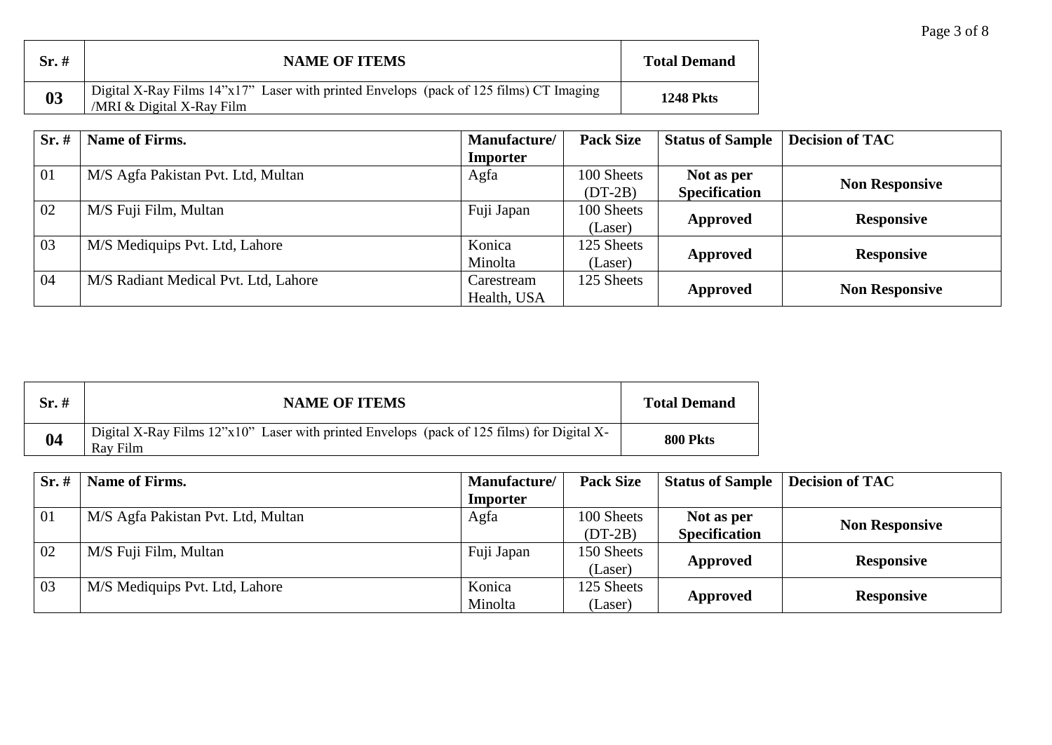| Sr. # | NAME OF ITEMS | Total Demand |
|---|---|---|
| **03** | Digital X-Ray Films 14"x17" Laser with printed Envelops (pack of 125 films) CT Imaging /MRI & Digital X-Ray Film | **1248 Pkts** |

| Sr. # | Name of Firms. | Manufacture/ Importer | Pack Size | Status of Sample | Decision of TAC |
|---|---|---|---|---|---|
| 01 | M/S Agfa Pakistan Pvt. Ltd, Multan | Agfa | 100 Sheets (DT-2B) | **Not as per Specification** | **Non Responsive** |
| 02 | M/S Fuji Film, Multan | Fuji Japan | 100 Sheets (Laser) | **Approved** | **Responsive** |
| 03 | M/S Mediquips Pvt. Ltd, Lahore | Konica Minolta | 125 Sheets (Laser) | **Approved** | **Responsive** |
| 04 | M/S Radiant Medical Pvt. Ltd, Lahore | Carestream Health, USA | 125 Sheets | **Approved** | **Non Responsive** |

| Sr. # | NAME OF ITEMS | Total Demand |
|---|---|---|
| **04** | Digital X-Ray Films 12"x10" Laser with printed Envelops (pack of 125 films) for Digital X-Ray Film | **800 Pkts** |

| Sr. # | Name of Firms. | Manufacture/ Importer | Pack Size | Status of Sample | Decision of TAC |
|---|---|---|---|---|---|
| 01 | M/S Agfa Pakistan Pvt. Ltd, Multan | Agfa | 100 Sheets (DT-2B) | **Not as per Specification** | **Non Responsive** |
| 02 | M/S Fuji Film, Multan | Fuji Japan | 150 Sheets (Laser) | **Approved** | **Responsive** |
| 03 | M/S Mediquips Pvt. Ltd, Lahore | Konica Minolta | 125 Sheets (Laser) | **Approved** | **Responsive** |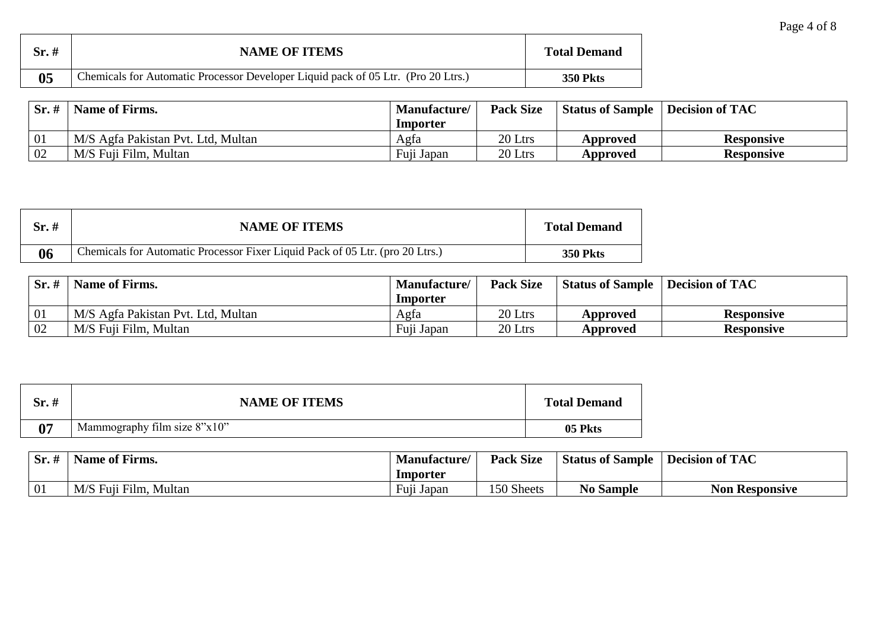| Sr. # | NAME OF ITEMS | Total Demand |
|---|---|---|
| **05** | Chemicals for Automatic Processor Developer Liquid pack of 05 Ltr. (Pro 20 Ltrs.) | **350 Pkts** |

| Sr. # | Name of Firms. | Manufacture/ Importer | Pack Size | Status of Sample | Decision of TAC |
|---|---|---|---|---|---|
| 01 | M/S Agfa Pakistan Pvt. Ltd, Multan | Agfa | 20 Ltrs | **Approved** | **Responsive** |
| 02 | M/S Fuji Film, Multan | Fuji Japan | 20 Ltrs | **Approved** | **Responsive** |

| Sr. # | NAME OF ITEMS | Total Demand |
|---|---|---|
| **06** | Chemicals for Automatic Processor Fixer Liquid Pack of 05 Ltr. (pro 20 Ltrs.) | **350 Pkts** |

| Sr. # | Name of Firms. | Manufacture/ Importer | Pack Size | Status of Sample | Decision of TAC |
|---|---|---|---|---|---|
| 01 | M/S Agfa Pakistan Pvt. Ltd, Multan | Agfa | 20 Ltrs | **Approved** | **Responsive** |
| 02 | M/S Fuji Film, Multan | Fuji Japan | 20 Ltrs | **Approved** | **Responsive** |

| Sr. # | NAME OF ITEMS | Total Demand |
|---|---|---|
| **07** | Mammography film size 8"x10" | **05 Pkts** |

| Sr. # | Name of Firms. | Manufacture/ Importer | Pack Size | Status of Sample | Decision of TAC |
|---|---|---|---|---|---|
| 01 | M/S Fuji Film, Multan | Fuji Japan | 150 Sheets | **No Sample** | **Non Responsive** |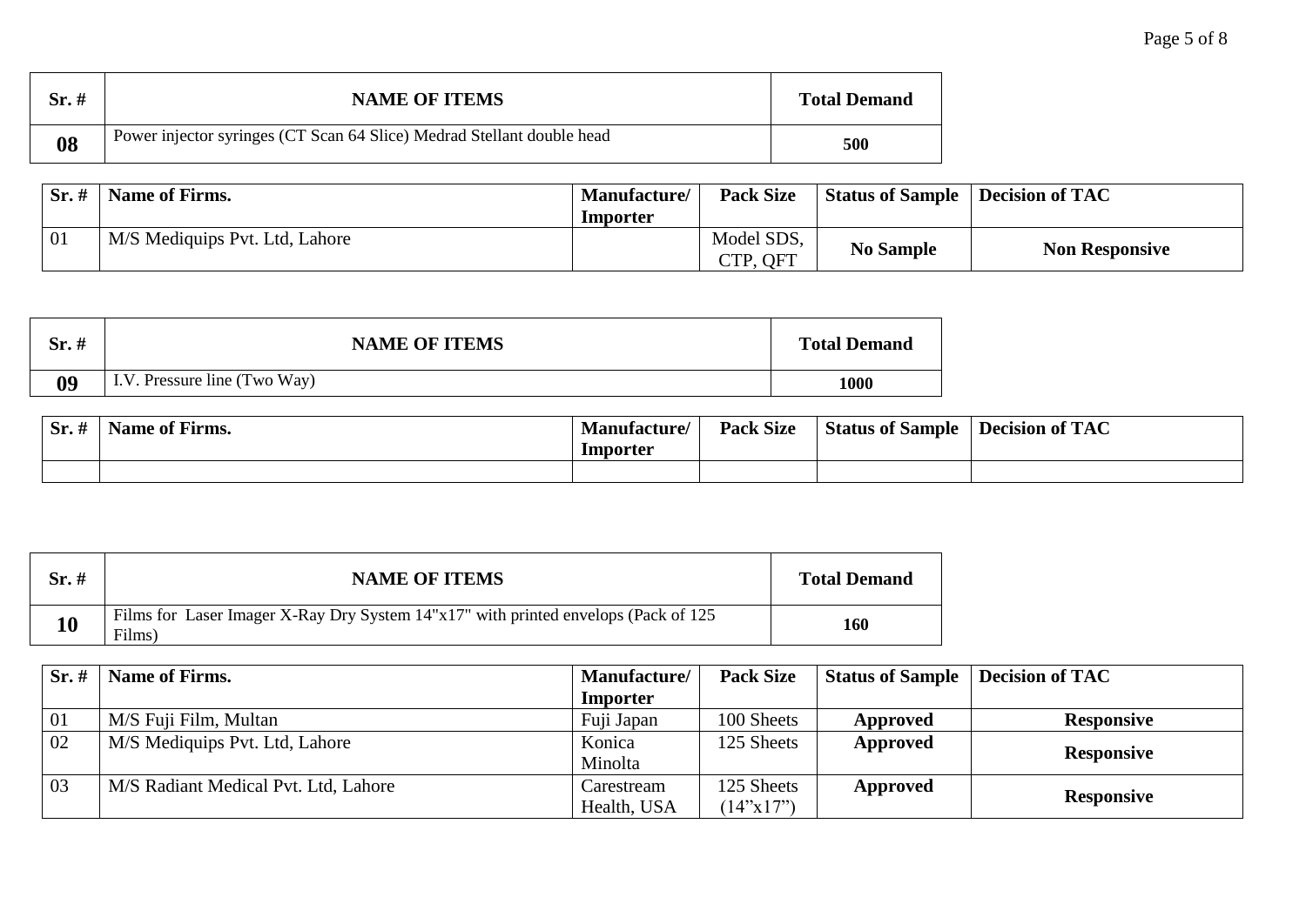| Sr. # | NAME OF ITEMS | Total Demand |
|---|---|---|
| **08** | Power injector syringes (CT Scan 64 Slice) Medrad Stellant double head | **500** |

| Sr. # | Name of Firms. | Manufacture/ Importer | Pack Size | Status of Sample | Decision of TAC |
|---|---|---|---|---|---|
| 01 | M/S Mediquips Pvt. Ltd, Lahore | | Model SDS, CTP, QFT | **No Sample** | **Non Responsive** |

| Sr. # | NAME OF ITEMS | Total Demand |
|---|---|---|
| **09** | I.V. Pressure line (Two Way) | **1000** |

| Sr. # | Name of Firms. | Manufacture/ Importer | Pack Size | Status of Sample | Decision of TAC |
|---|---|---|---|---|---|
| | | | | | |

| Sr. # | NAME OF ITEMS | Total Demand |
|---|---|---|
| **10** | Films for Laser Imager X-Ray Dry System 14"x17" with printed envelops (Pack of 125 Films) | **160** |

| Sr. # | Name of Firms. | Manufacture/ Importer | Pack Size | Status of Sample | Decision of TAC |
|---|---|---|---|---|---|
| 01 | M/S Fuji Film, Multan | Fuji Japan | 100 Sheets | **Approved** | **Responsive** |
| 02 | M/S Mediquips Pvt. Ltd, Lahore | Konica Minolta | 125 Sheets | **Approved** | **Responsive** |
| 03 | M/S Radiant Medical Pvt. Ltd, Lahore | Carestream Health, USA | 125 Sheets (14"x17") | **Approved** | **Responsive** |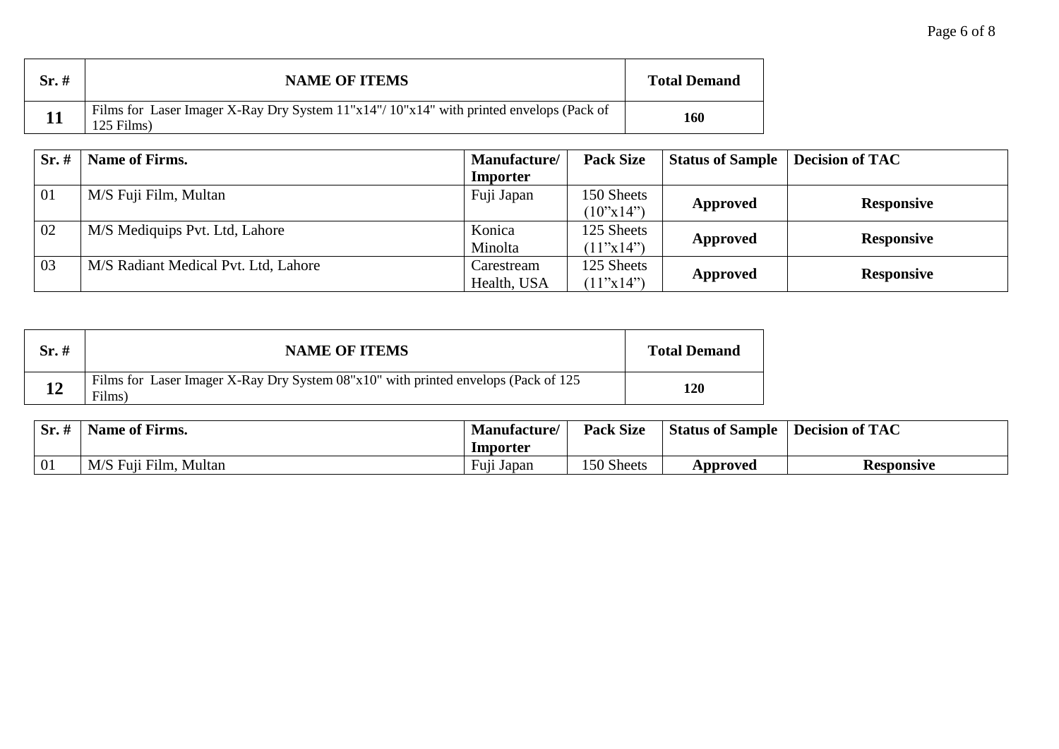| Sr. # | NAME OF ITEMS | Total Demand |
|---|---|---|
| **11** | Films for Laser Imager X-Ray Dry System 11"x14"/ 10"x14" with printed envelops (Pack of 125 Films) | **160** |

| Sr. # | Name of Firms. | Manufacture/ Importer | Pack Size | Status of Sample | Decision of TAC |
|---|---|---|---|---|---|
| 01 | M/S Fuji Film, Multan | Fuji Japan | 150 Sheets (10"x14") | **Approved** | **Responsive** |
| 02 | M/S Mediquips Pvt. Ltd, Lahore | Konica Minolta | 125 Sheets (11"x14") | **Approved** | **Responsive** |
| 03 | M/S Radiant Medical Pvt. Ltd, Lahore | Carestream Health, USA | 125 Sheets (11"x14") | **Approved** | **Responsive** |

| Sr. # | NAME OF ITEMS | Total Demand |
|---|---|---|
| **12** | Films for Laser Imager X-Ray Dry System 08"x10" with printed envelops (Pack of 125 Films) | **120** |

| Sr. # | Name of Firms. | Manufacture/ Importer | Pack Size | Status of Sample | Decision of TAC |
|---|---|---|---|---|---|
| 01 | M/S Fuji Film, Multan | Fuji Japan | 150 Sheets | **Approved** | **Responsive** |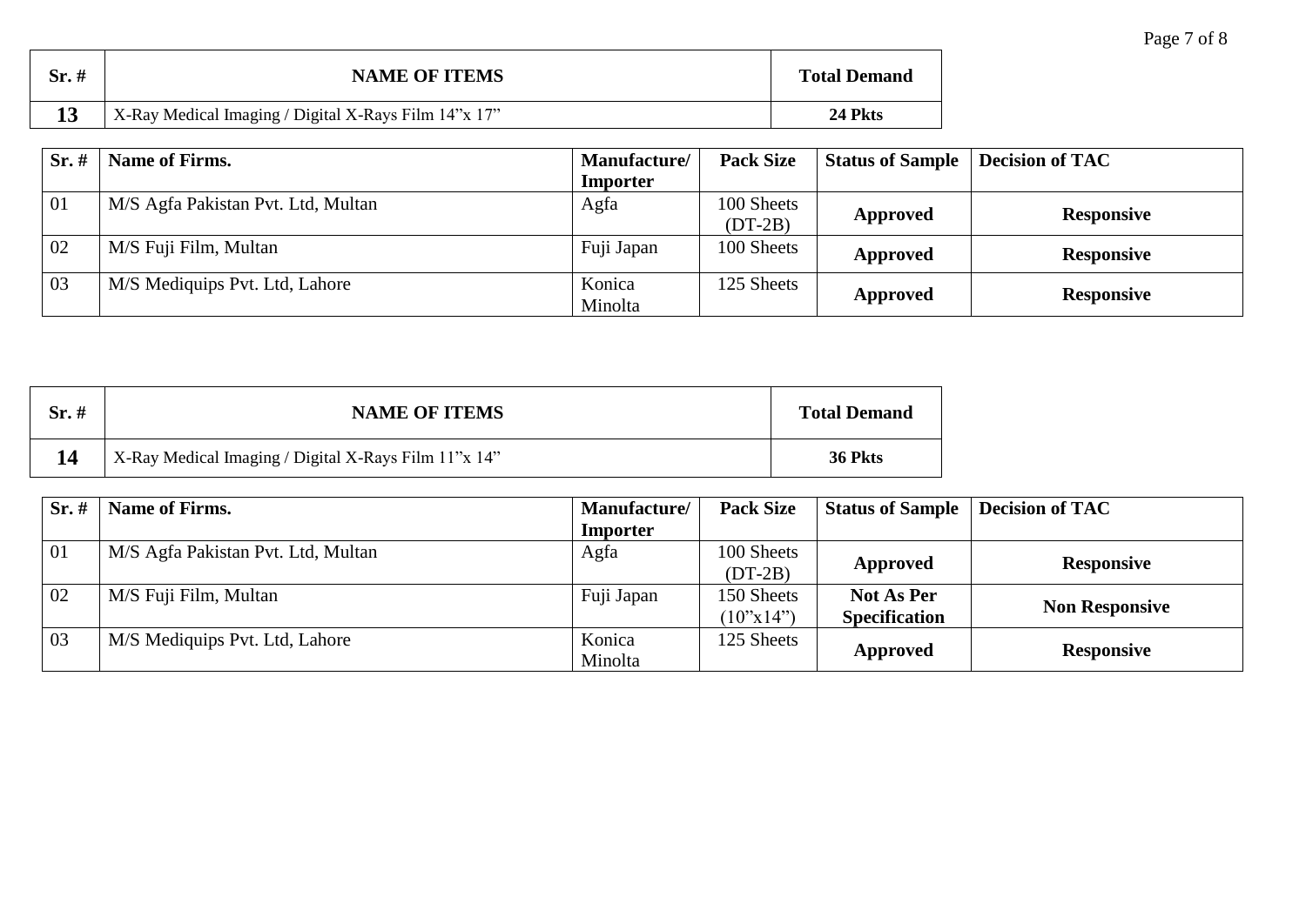| Sr. # | NAME OF ITEMS | Total Demand |
|---|---|---|
| **13** | X-Ray Medical Imaging / Digital X-Rays Film 14"x 17" | **24 Pkts** |

| Sr. # | Name of Firms. | Manufacture/ Importer | Pack Size | Status of Sample | Decision of TAC |
|---|---|---|---|---|---|
| 01 | M/S Agfa Pakistan Pvt. Ltd, Multan | Agfa | 100 Sheets (DT-2B) | **Approved** | **Responsive** |
| 02 | M/S Fuji Film, Multan | Fuji Japan | 100 Sheets | **Approved** | **Responsive** |
| 03 | M/S Mediquips Pvt. Ltd, Lahore | Konica Minolta | 125 Sheets | **Approved** | **Responsive** |

| Sr. # | NAME OF ITEMS | Total Demand |
|---|---|---|
| **14** | X-Ray Medical Imaging / Digital X-Rays Film 11"x 14" | **36 Pkts** |

| Sr. # | Name of Firms. | Manufacture/ Importer | Pack Size | Status of Sample | Decision of TAC |
|---|---|---|---|---|---|
| 01 | M/S Agfa Pakistan Pvt. Ltd, Multan | Agfa | 100 Sheets (DT-2B) | **Approved** | **Responsive** |
| 02 | M/S Fuji Film, Multan | Fuji Japan | 150 Sheets (10"x14") | **Not As Per Specification** | **Non Responsive** |
| 03 | M/S Mediquips Pvt. Ltd, Lahore | Konica Minolta | 125 Sheets | **Approved** | **Responsive** |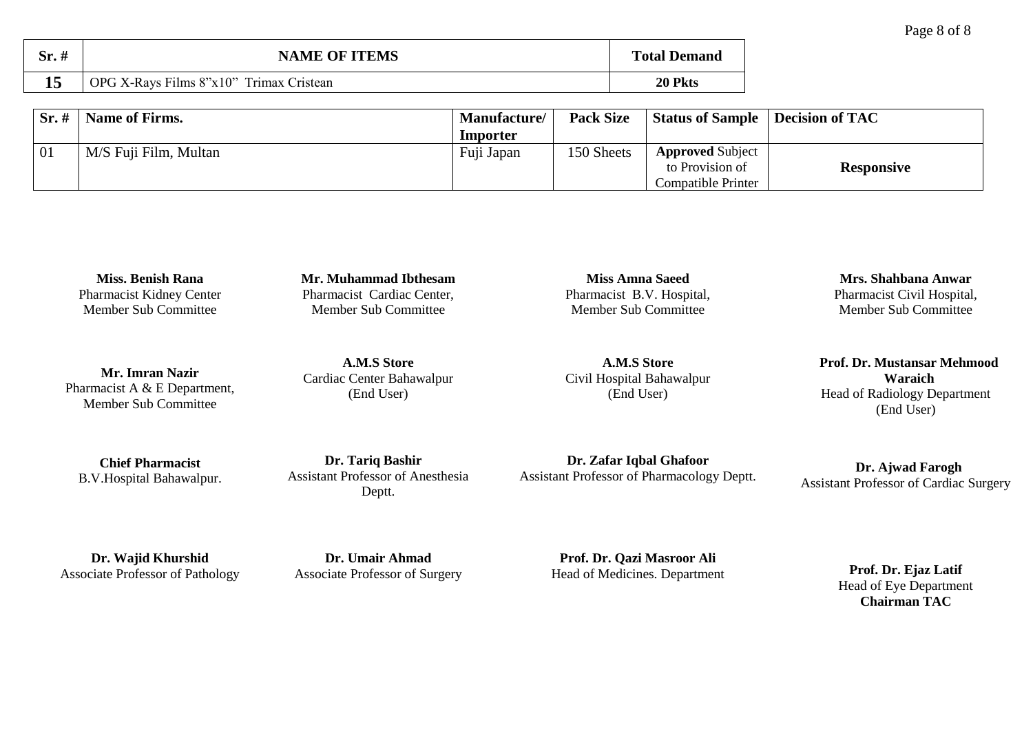| Sr. # | NAME OF ITEMS | Total Demand |
|---|---|---|
| **15** | OPG X-Rays Films 8"x10" Trimax Cristean | **20 Pkts** |

| Sr. # | Name of Firms. | Manufacture/ Importer | Pack Size | Status of Sample | Decision of TAC |
|---|---|---|---|---|---|
| 01 | M/S Fuji Film, Multan | Fuji Japan | 150 Sheets | **Approved** Subject to Provision of Compatible Printer | **Responsive** |

**Miss. Benish Rana**
Pharmacist Kidney Center
Member Sub Committee

**Mr. Muhammad Ibthesam**
Pharmacist Cardiac Center,
Member Sub Committee

**Miss Amna Saeed**
Pharmacist B.V. Hospital,
Member Sub Committee

**Mrs. Shahbana Anwar**
Pharmacist Civil Hospital,
Member Sub Committee

**Mr. Imran Nazir**
Pharmacist A & E Department,
Member Sub Committee

**A.M.S Store**
Cardiac Center Bahawalpur
(End User)

**A.M.S Store**
Civil Hospital Bahawalpur
(End User)

**Prof. Dr. Mustansar Mehmood Waraich**
Head of Radiology Department
(End User)

**Chief Pharmacist**
B.V.Hospital Bahawalpur.

**Dr. Tariq Bashir**
Assistant Professor of Anesthesia Deptt.

**Dr. Zafar Iqbal Ghafoor**
Assistant Professor of Pharmacology Deptt.

**Dr. Ajwad Farogh**
Assistant Professor of Cardiac Surgery

**Dr. Wajid Khurshid**
Associate Professor of Pathology

**Dr. Umair Ahmad**
Associate Professor of Surgery

**Prof. Dr. Qazi Masroor Ali**
Head of Medicines. Department

**Prof. Dr. Ejaz Latif**
Head of Eye Department
**Chairman TAC**